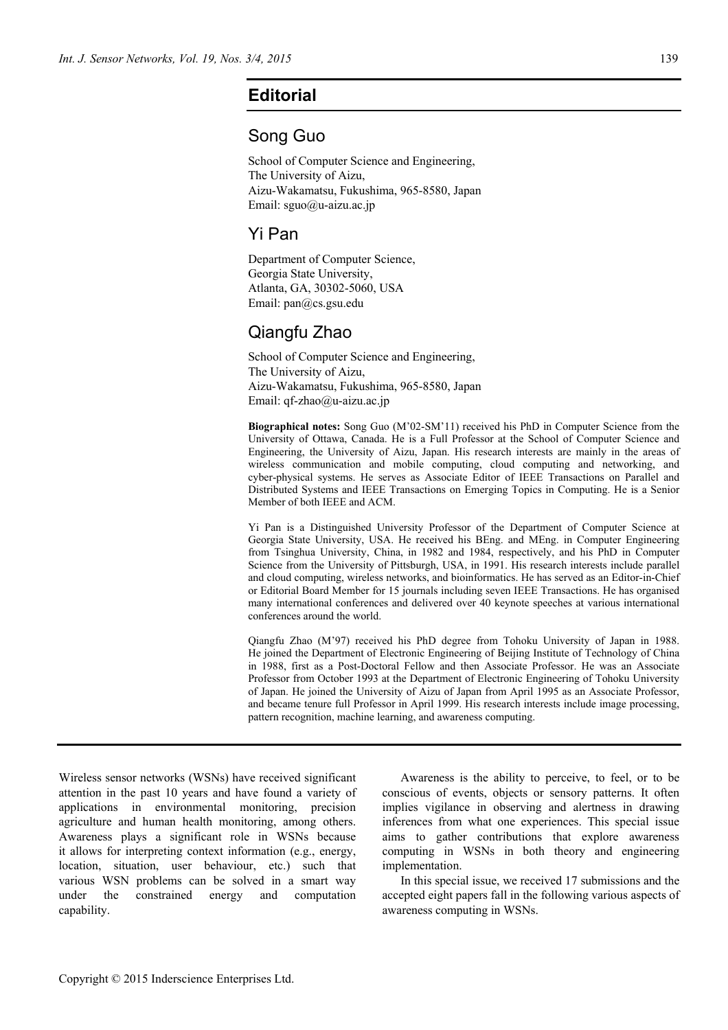# Editorial

## Song Guo

School of Computer Science and Engineering,
The University of Aizu,
Aizu-Wakamatsu, Fukushima, 965-8580, Japan
Email: sguo@u-aizu.ac.jp

## Yi Pan

Department of Computer Science,
Georgia State University,
Atlanta, GA, 30302-5060, USA
Email: pan@cs.gsu.edu

## Qiangfu Zhao

School of Computer Science and Engineering,
The University of Aizu,
Aizu-Wakamatsu, Fukushima, 965-8580, Japan
Email: qf-zhao@u-aizu.ac.jp

**Biographical notes:** Song Guo (M'02-SM'11) received his PhD in Computer Science from the University of Ottawa, Canada. He is a Full Professor at the School of Computer Science and Engineering, the University of Aizu, Japan. His research interests are mainly in the areas of wireless communication and mobile computing, cloud computing and networking, and cyber-physical systems. He serves as Associate Editor of IEEE Transactions on Parallel and Distributed Systems and IEEE Transactions on Emerging Topics in Computing. He is a Senior Member of both IEEE and ACM.

Yi Pan is a Distinguished University Professor of the Department of Computer Science at Georgia State University, USA. He received his BEng. and MEng. in Computer Engineering from Tsinghua University, China, in 1982 and 1984, respectively, and his PhD in Computer Science from the University of Pittsburgh, USA, in 1991. His research interests include parallel and cloud computing, wireless networks, and bioinformatics. He has served as an Editor-in-Chief or Editorial Board Member for 15 journals including seven IEEE Transactions. He has organised many international conferences and delivered over 40 keynote speeches at various international conferences around the world.

Qiangfu Zhao (M'97) received his PhD degree from Tohoku University of Japan in 1988. He joined the Department of Electronic Engineering of Beijing Institute of Technology of China in 1988, first as a Post-Doctoral Fellow and then Associate Professor. He was an Associate Professor from October 1993 at the Department of Electronic Engineering of Tohoku University of Japan. He joined the University of Aizu of Japan from April 1995 as an Associate Professor, and became tenure full Professor in April 1999. His research interests include image processing, pattern recognition, machine learning, and awareness computing.

Wireless sensor networks (WSNs) have received significant attention in the past 10 years and have found a variety of applications in environmental monitoring, precision agriculture and human health monitoring, among others. Awareness plays a significant role in WSNs because it allows for interpreting context information (e.g., energy, location, situation, user behaviour, etc.) such that various WSN problems can be solved in a smart way under the constrained energy and computation capability.

Awareness is the ability to perceive, to feel, or to be conscious of events, objects or sensory patterns. It often implies vigilance in observing and alertness in drawing inferences from what one experiences. This special issue aims to gather contributions that explore awareness computing in WSNs in both theory and engineering implementation.

In this special issue, we received 17 submissions and the accepted eight papers fall in the following various aspects of awareness computing in WSNs.

Copyright © 2015 Inderscience Enterprises Ltd.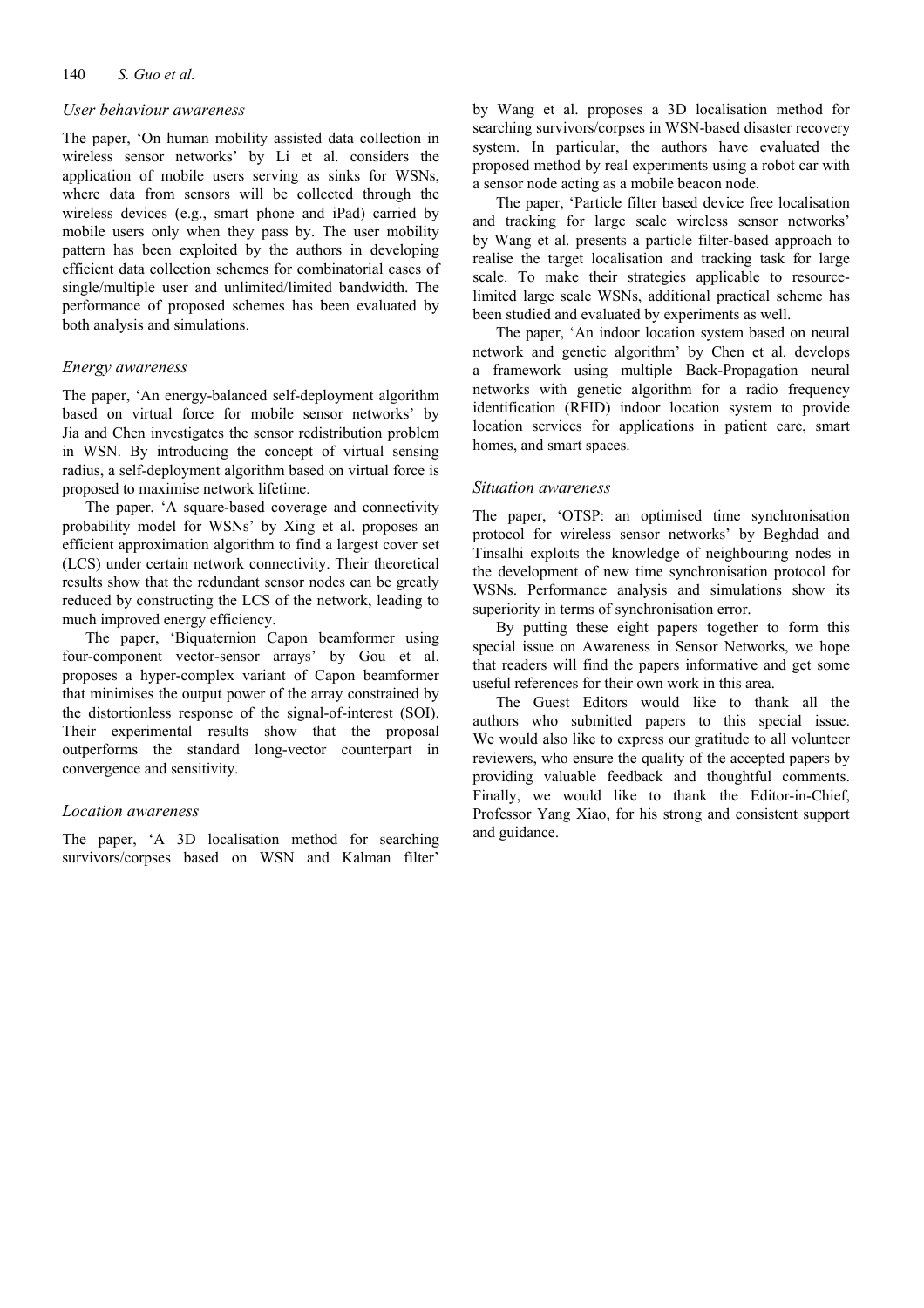### User behaviour awareness

The paper, 'On human mobility assisted data collection in wireless sensor networks' by Li et al. considers the application of mobile users serving as sinks for WSNs, where data from sensors will be collected through the wireless devices (e.g., smart phone and iPad) carried by mobile users only when they pass by. The user mobility pattern has been exploited by the authors in developing efficient data collection schemes for combinatorial cases of single/multiple user and unlimited/limited bandwidth. The performance of proposed schemes has been evaluated by both analysis and simulations.

### Energy awareness

The paper, 'An energy-balanced self-deployment algorithm based on virtual force for mobile sensor networks' by Jia and Chen investigates the sensor redistribution problem in WSN. By introducing the concept of virtual sensing radius, a self-deployment algorithm based on virtual force is proposed to maximise network lifetime.

The paper, 'A square-based coverage and connectivity probability model for WSNs' by Xing et al. proposes an efficient approximation algorithm to find a largest cover set (LCS) under certain network connectivity. Their theoretical results show that the redundant sensor nodes can be greatly reduced by constructing the LCS of the network, leading to much improved energy efficiency.

The paper, 'Biquaternion Capon beamformer using four-component vector-sensor arrays' by Gou et al. proposes a hyper-complex variant of Capon beamformer that minimises the output power of the array constrained by the distortionless response of the signal-of-interest (SOI). Their experimental results show that the proposal outperforms the standard long-vector counterpart in convergence and sensitivity.

### Location awareness

The paper, 'A 3D localisation method for searching survivors/corpses based on WSN and Kalman filter' by Wang et al. proposes a 3D localisation method for searching survivors/corpses in WSN-based disaster recovery system. In particular, the authors have evaluated the proposed method by real experiments using a robot car with a sensor node acting as a mobile beacon node.

The paper, 'Particle filter based device free localisation and tracking for large scale wireless sensor networks' by Wang et al. presents a particle filter-based approach to realise the target localisation and tracking task for large scale. To make their strategies applicable to resource-limited large scale WSNs, additional practical scheme has been studied and evaluated by experiments as well.

The paper, 'An indoor location system based on neural network and genetic algorithm' by Chen et al. develops a framework using multiple Back-Propagation neural networks with genetic algorithm for a radio frequency identification (RFID) indoor location system to provide location services for applications in patient care, smart homes, and smart spaces.

### Situation awareness

The paper, 'OTSP: an optimised time synchronisation protocol for wireless sensor networks' by Beghdad and Tinsalhi exploits the knowledge of neighbouring nodes in the development of new time synchronisation protocol for WSNs. Performance analysis and simulations show its superiority in terms of synchronisation error.

By putting these eight papers together to form this special issue on Awareness in Sensor Networks, we hope that readers will find the papers informative and get some useful references for their own work in this area.

The Guest Editors would like to thank all the authors who submitted papers to this special issue. We would also like to express our gratitude to all volunteer reviewers, who ensure the quality of the accepted papers by providing valuable feedback and thoughtful comments. Finally, we would like to thank the Editor-in-Chief, Professor Yang Xiao, for his strong and consistent support and guidance.